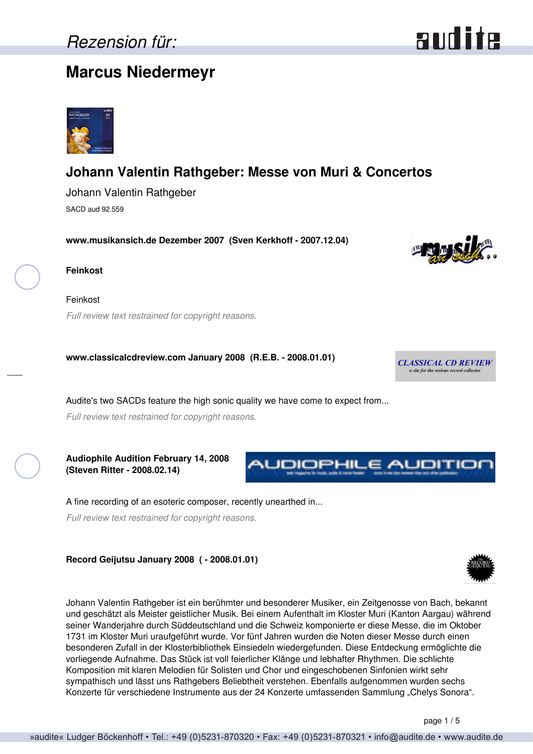Rezension für:

# Marcus Niedermeyr

## Johann Valentin Rathgeber: Messe von Muri & Concertos

Johann Valentin Rathgeber

SACD aud 92.559

**www.musikansich.de Dezember 2007 (Sven Kerkhoff - 2007.12.04)**

**Feinkost**

Feinkost

*Full review text restrained for copyright reasons.*

**www.classicalcdreview.com January 2008 (R.E.B. - 2008.01.01)**

Audite's two SACDs feature the high sonic quality we have come to expect from...

*Full review text restrained for copyright reasons.*

**Audiophile Audition February 14, 2008 (Steven Ritter - 2008.02.14)**

A fine recording of an esoteric composer, recently unearthed in...

*Full review text restrained for copyright reasons.*

**Record Geijutsu January 2008 ( - 2008.01.01)**

Johann Valentin Rathgeber ist ein berühmter und besonderer Musiker, ein Zeitgenosse von Bach, bekannt und geschätzt als Meister geistlicher Musik. Bei einem Aufenthalt im Kloster Muri (Kanton Aargau) während seiner Wanderjahre durch Süddeutschland und die Schweiz komponierte er diese Messe, die im Oktober 1731 im Kloster Muri uraufgeführt wurde. Vor fünf Jahren wurden die Noten dieser Messe durch einen besonderen Zufall in der Klosterbibliothek Einsiedeln wiedergefunden. Diese Entdeckung ermöglichte die vorliegende Aufnahme. Das Stück ist voll feierlicher Klänge und lebhafter Rhythmen. Die schlichte Komposition mit klaren Melodien für Solisten und Chor und eingeschobenen Sinfonien wirkt sehr sympathisch und lässt uns Rathgebers Beliebtheit verstehen. Ebenfalls aufgenommen wurden sechs Konzerte für verschiedene Instrumente aus der 24 Konzerte umfassenden Sammlung „Chelys Sonora".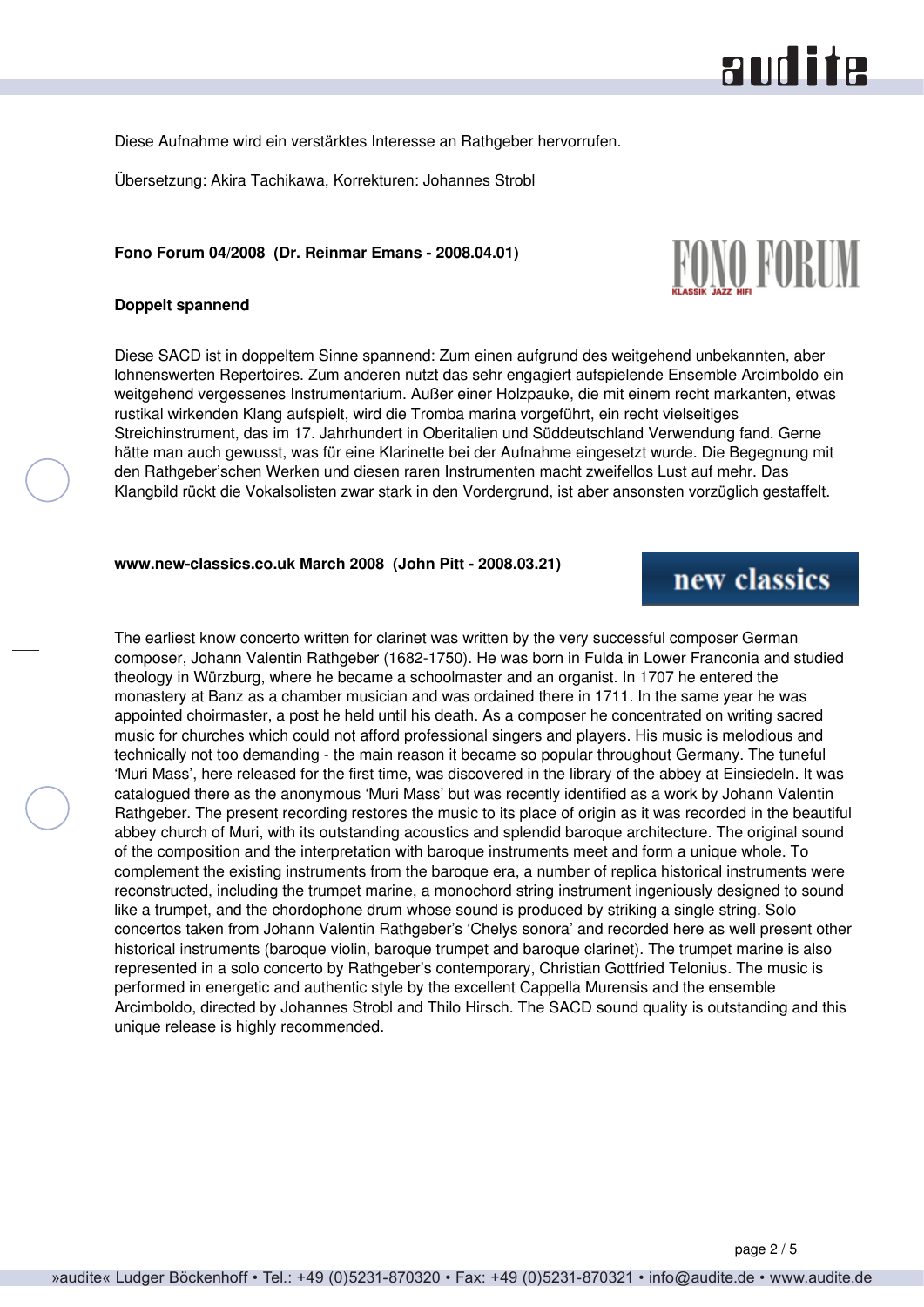Diese Aufnahme wird ein verstärktes Interesse an Rathgeber hervorrufen.

Übersetzung: Akira Tachikawa, Korrekturen: Johannes Strobl

**Fono Forum 04/2008 (Dr. Reinmar Emans - 2008.04.01)**

**Doppelt spannend**

Diese SACD ist in doppeltem Sinne spannend: Zum einen aufgrund des weitgehend unbekannten, aber lohnenswerten Repertoires. Zum anderen nutzt das sehr engagiert aufspielende Ensemble Arcimboldo ein weitgehend vergessenes Instrumentarium. Außer einer Holzpauke, die mit einem recht markanten, etwas rustikal wirkenden Klang aufspielt, wird die Tromba marina vorgeführt, ein recht vielseitiges Streichinstrument, das im 17. Jahrhundert in Oberitalien und Süddeutschland Verwendung fand. Gerne hätte man auch gewusst, was für eine Klarinette bei der Aufnahme eingesetzt wurde. Die Begegnung mit den Rathgeber'schen Werken und diesen raren Instrumenten macht zweifellos Lust auf mehr. Das Klangbild rückt die Vokalsolisten zwar stark in den Vordergrund, ist aber ansonsten vorzüglich gestaffelt.

**www.new-classics.co.uk March 2008 (John Pitt - 2008.03.21)**

The earliest know concerto written for clarinet was written by the very successful composer German composer, Johann Valentin Rathgeber (1682-1750). He was born in Fulda in Lower Franconia and studied theology in Würzburg, where he became a schoolmaster and an organist. In 1707 he entered the monastery at Banz as a chamber musician and was ordained there in 1711. In the same year he was appointed choirmaster, a post he held until his death. As a composer he concentrated on writing sacred music for churches which could not afford professional singers and players. His music is melodious and technically not too demanding - the main reason it became so popular throughout Germany. The tuneful 'Muri Mass', here released for the first time, was discovered in the library of the abbey at Einsiedeln. It was catalogued there as the anonymous 'Muri Mass' but was recently identified as a work by Johann Valentin Rathgeber. The present recording restores the music to its place of origin as it was recorded in the beautiful abbey church of Muri, with its outstanding acoustics and splendid baroque architecture. The original sound of the composition and the interpretation with baroque instruments meet and form a unique whole. To complement the existing instruments from the baroque era, a number of replica historical instruments were reconstructed, including the trumpet marine, a monochord string instrument ingeniously designed to sound like a trumpet, and the chordophone drum whose sound is produced by striking a single string. Solo concertos taken from Johann Valentin Rathgeber's 'Chelys sonora' and recorded here as well present other historical instruments (baroque violin, baroque trumpet and baroque clarinet). The trumpet marine is also represented in a solo concerto by Rathgeber's contemporary, Christian Gottfried Telonius. The music is performed in energetic and authentic style by the excellent Cappella Murensis and the ensemble Arcimboldo, directed by Johannes Strobl and Thilo Hirsch. The SACD sound quality is outstanding and this unique release is highly recommended.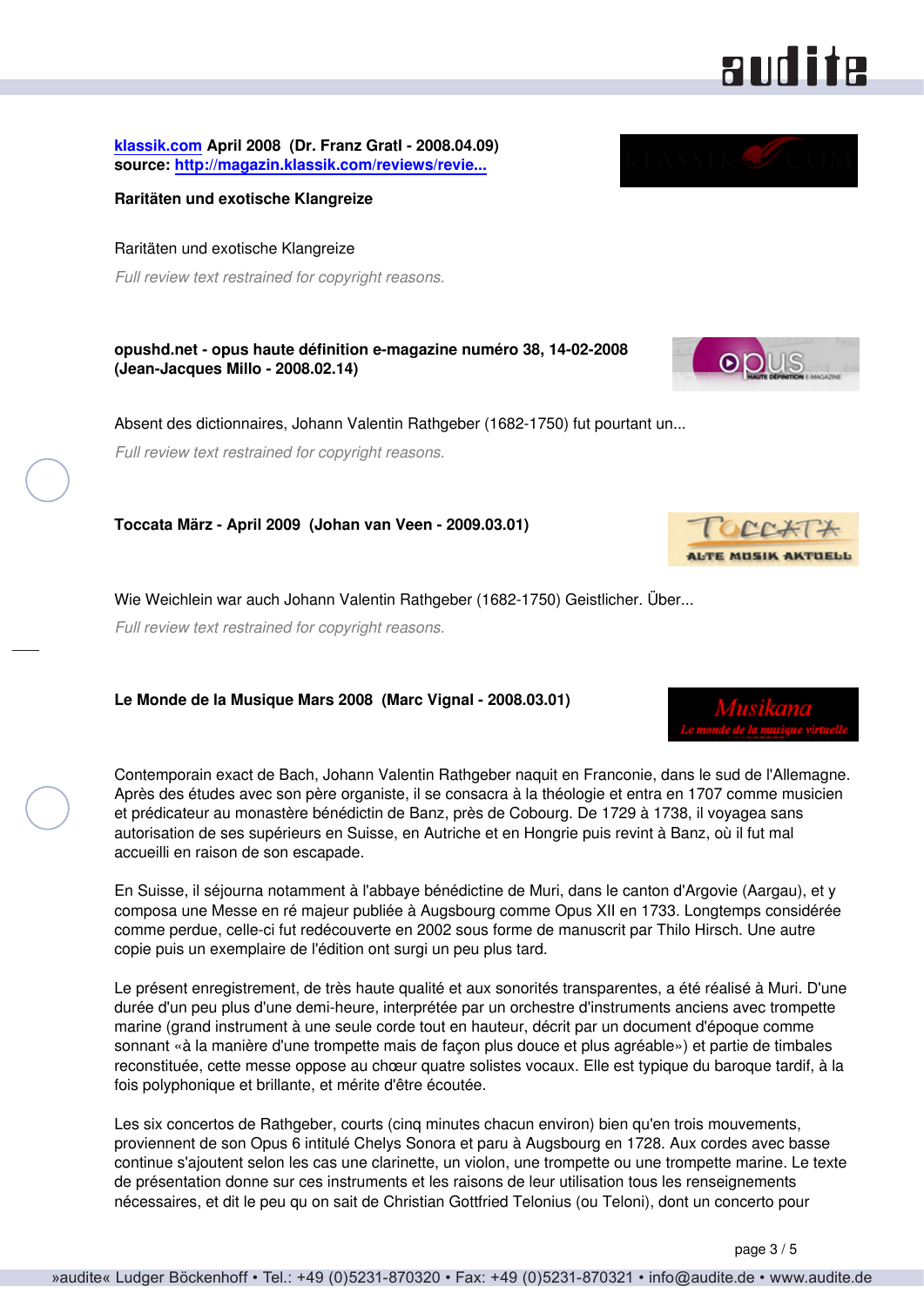**klassik.com April 2008 (Dr. Franz Gratl - 2008.04.09)**
**source: http://magazin.klassik.com/reviews/revie...**

**Raritäten und exotische Klangreize**

Raritäten und exotische Klangreize

*Full review text restrained for copyright reasons.*

**opushd.net - opus haute définition e-magazine numéro 38, 14-02-2008 (Jean-Jacques Millo - 2008.02.14)**

Absent des dictionnaires, Johann Valentin Rathgeber (1682-1750) fut pourtant un...

*Full review text restrained for copyright reasons.*

**Toccata März - April 2009 (Johan van Veen - 2009.03.01)**

Wie Weichlein war auch Johann Valentin Rathgeber (1682-1750) Geistlicher. Über...

*Full review text restrained for copyright reasons.*

**Le Monde de la Musique Mars 2008 (Marc Vignal - 2008.03.01)**

Contemporain exact de Bach, Johann Valentin Rathgeber naquit en Franconie, dans le sud de l'Allemagne. Après des études avec son père organiste, il se consacra à la théologie et entra en 1707 comme musicien et prédicateur au monastère bénédictin de Banz, près de Cobourg. De 1729 à 1738, il voyagea sans autorisation de ses supérieurs en Suisse, en Autriche et en Hongrie puis revint à Banz, où il fut mal accueilli en raison de son escapade.

En Suisse, il séjourna notamment à l'abbaye bénédictine de Muri, dans le canton d'Argovie (Aargau), et y composa une Messe en ré majeur publiée à Augsbourg comme Opus XII en 1733. Longtemps considérée comme perdue, celle-ci fut redécouverte en 2002 sous forme de manuscrit par Thilo Hirsch. Une autre copie puis un exemplaire de l'édition ont surgi un peu plus tard.

Le présent enregistrement, de très haute qualité et aux sonorités transparentes, a été réalisé à Muri. D'une durée d'un peu plus d'une demi-heure, interprétée par un orchestre d'instruments anciens avec trompette marine (grand instrument à une seule corde tout en hauteur, décrit par un document d'époque comme sonnant «à la manière d'une trompette mais de façon plus douce et plus agréable») et partie de timbales reconstituée, cette messe oppose au chœur quatre solistes vocaux. Elle est typique du baroque tardif, à la fois polyphonique et brillante, et mérite d'être écoutée.

Les six concertos de Rathgeber, courts (cinq minutes chacun environ) bien qu'en trois mouvements, proviennent de son Opus 6 intitulé Chelys Sonora et paru à Augsbourg en 1728. Aux cordes avec basse continue s'ajoutent selon les cas une clarinette, un violon, une trompette ou une trompette marine. Le texte de présentation donne sur ces instruments et les raisons de leur utilisation tous les renseignements nécessaires, et dit le peu qu'on sait de Christian Gottfried Telonius (ou Teloni), dont un concerto pour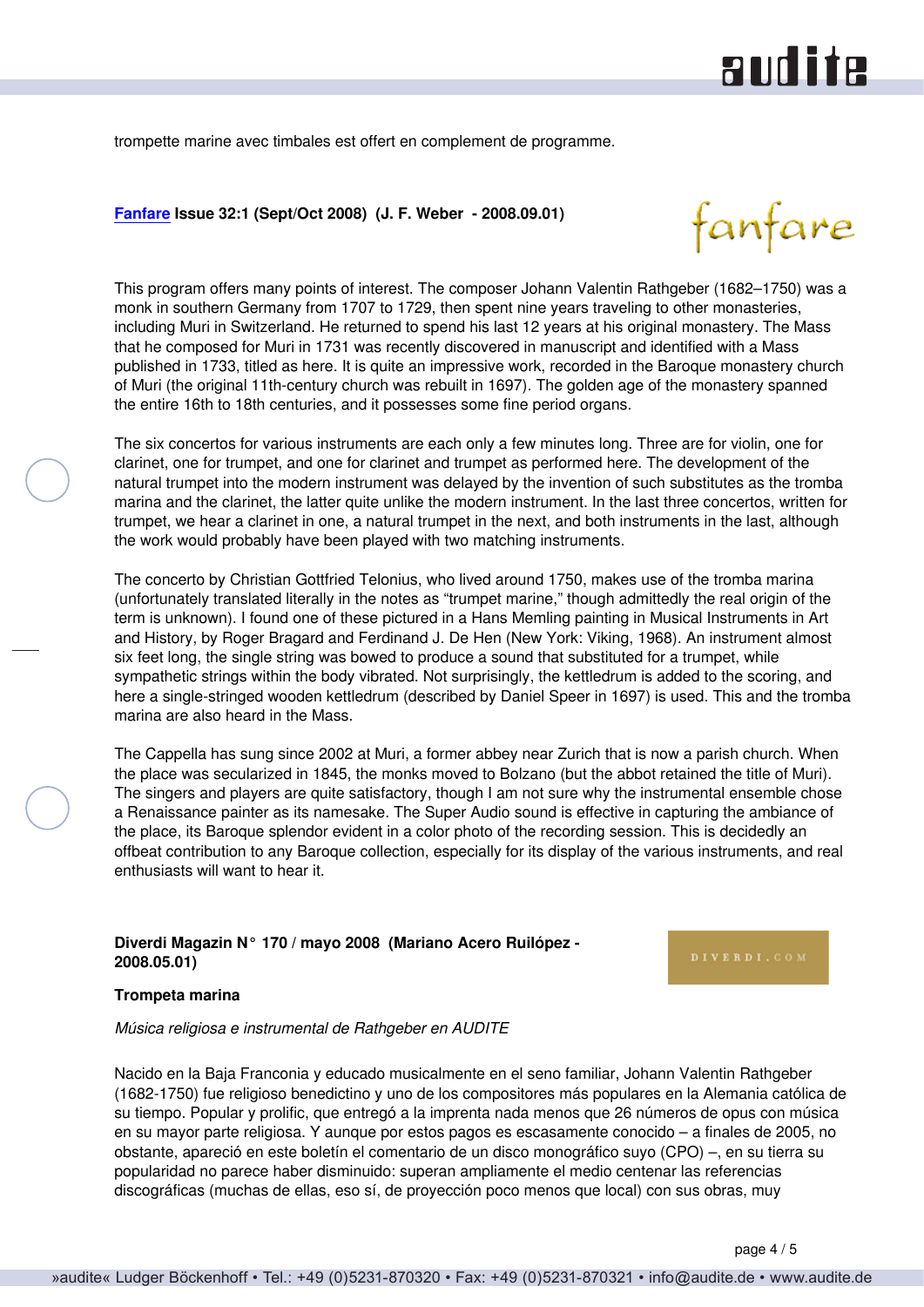trompette marine avec timbales est offert en complement de programme.

**Fanfare Issue 32:1 (Sept/Oct 2008) (J. F. Weber - 2008.09.01)**

This program offers many points of interest. The composer Johann Valentin Rathgeber (1682–1750) was a monk in southern Germany from 1707 to 1729, then spent nine years traveling to other monasteries, including Muri in Switzerland. He returned to spend his last 12 years at his original monastery. The Mass that he composed for Muri in 1731 was recently discovered in manuscript and identified with a Mass published in 1733, titled as here. It is quite an impressive work, recorded in the Baroque monastery church of Muri (the original 11th-century church was rebuilt in 1697). The golden age of the monastery spanned the entire 16th to 18th centuries, and it possesses some fine period organs.

The six concertos for various instruments are each only a few minutes long. Three are for violin, one for clarinet, one for trumpet, and one for clarinet and trumpet as performed here. The development of the natural trumpet into the modern instrument was delayed by the invention of such substitutes as the tromba marina and the clarinet, the latter quite unlike the modern instrument. In the last three concertos, written for trumpet, we hear a clarinet in one, a natural trumpet in the next, and both instruments in the last, although the work would probably have been played with two matching instruments.

The concerto by Christian Gottfried Telonius, who lived around 1750, makes use of the tromba marina (unfortunately translated literally in the notes as “trumpet marine,” though admittedly the real origin of the term is unknown). I found one of these pictured in a Hans Memling painting in Musical Instruments in Art and History, by Roger Bragard and Ferdinand J. De Hen (New York: Viking, 1968). An instrument almost six feet long, the single string was bowed to produce a sound that substituted for a trumpet, while sympathetic strings within the body vibrated. Not surprisingly, the kettledrum is added to the scoring, and here a single-stringed wooden kettledrum (described by Daniel Speer in 1697) is used. This and the tromba marina are also heard in the Mass.

The Cappella has sung since 2002 at Muri, a former abbey near Zurich that is now a parish church. When the place was secularized in 1845, the monks moved to Bolzano (but the abbot retained the title of Muri). The singers and players are quite satisfactory, though I am not sure why the instrumental ensemble chose a Renaissance painter as its namesake. The Super Audio sound is effective in capturing the ambiance of the place, its Baroque splendor evident in a color photo of the recording session. This is decidedly an offbeat contribution to any Baroque collection, especially for its display of the various instruments, and real enthusiasts will want to hear it.

**Diverdi Magazin N° 170 / mayo 2008 (Mariano Acero Ruilópez - 2008.05.01)**

**Trompeta marina**

*Música religiosa e instrumental de Rathgeber en AUDITE*

Nacido en la Baja Franconia y educado musicalmente en el seno familiar, Johann Valentin Rathgeber (1682-1750) fue religioso benedictino y uno de los compositores más populares en la Alemania católica de su tiempo. Popular y prolific, que entregó a la imprenta nada menos que 26 números de opus con música en su mayor parte religiosa. Y aunque por estos pagos es escasamente conocido – a finales de 2005, no obstante, apareció en este boletín el comentario de un disco monográfico suyo (CPO) –, en su tierra su popularidad no parece haber disminuido: superan ampliamente el medio centenar las referencias discográficas (muchas de ellas, eso sí, de proyección poco menos que local) con sus obras, muy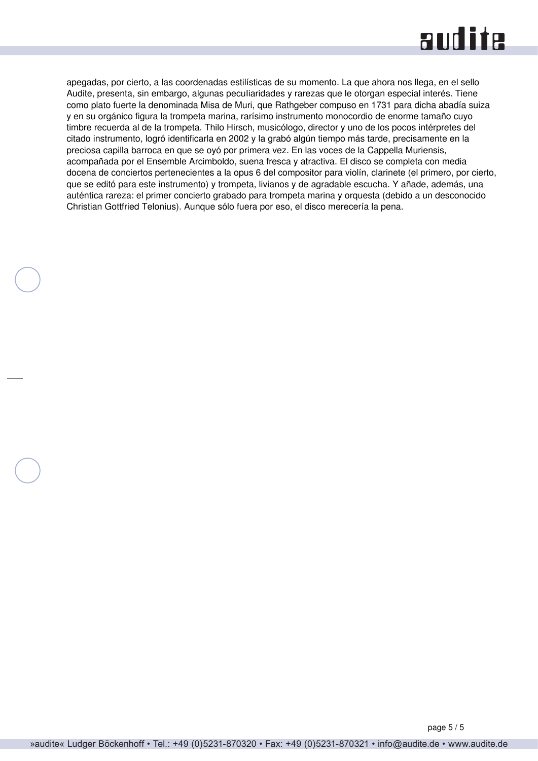apegadas, por cierto, a las coordenadas estilísticas de su momento. La que ahora nos llega, en el sello Audite, presenta, sin embargo, algunas peculiaridades y rarezas que le otorgan especial interés. Tiene como plato fuerte la denominada Misa de Muri, que Rathgeber compuso en 1731 para dicha abadía suiza y en su orgánico figura la trompeta marina, rarísimo instrumento monocordio de enorme tamaño cuyo timbre recuerda al de la trompeta. Thilo Hirsch, musicólogo, director y uno de los pocos intérpretes del citado instrumento, logró identificarla en 2002 y la grabó algún tiempo más tarde, precisamente en la preciosa capilla barroca en que se oyó por primera vez. En las voces de la Cappella Muriensis, acompañada por el Ensemble Arcimboldo, suena fresca y atractiva. El disco se completa con media docena de conciertos pertenecientes a la opus 6 del compositor para violín, clarinete (el primero, por cierto, que se editó para este instrumento) y trompeta, livianos y de agradable escucha. Y añade, además, una auténtica rareza: el primer concierto grabado para trompeta marina y orquesta (debido a un desconocido Christian Gottfried Telonius). Aunque sólo fuera por eso, el disco merecería la pena.